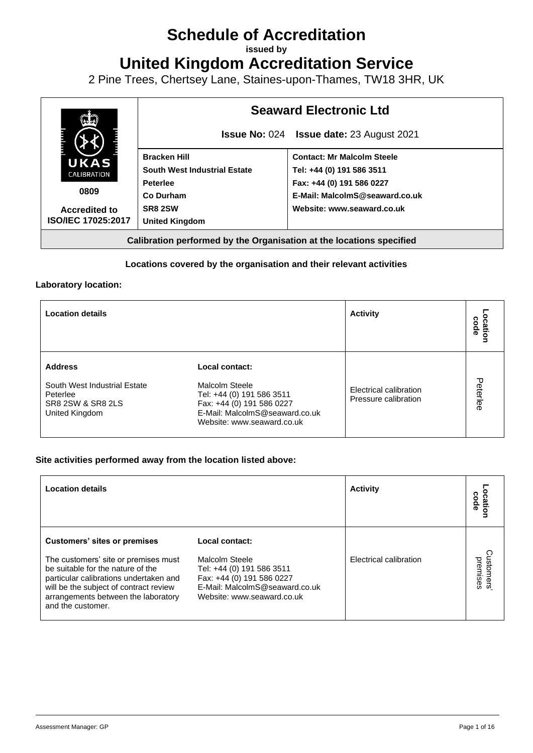# Schedule of Accreditation

**issued by**

# United Kingdom Accreditation Service

2 Pine Trees, Chertsey Lane, Staines-upon-Thames, TW18 3HR, UK

| UKAS CALIBRATION<br>0809<br>**Accredited to ISO/IEC 17025:2017** | **Seaward Electronic Ltd**<br>**Issue No:** 024 **Issue date:** 23 August 2021 | |
|---|---|---|
| | **Bracken Hill**<br>**South West Industrial Estate**<br>**Peterlee**<br>**Co Durham**<br>**SR8 2SW**<br>**United Kingdom** | **Contact: Mr Malcolm Steele**<br>**Tel: +44 (0) 191 586 3511**<br>**Fax: +44 (0) 191 586 0227**<br>**E-Mail: MalcolmS@seaward.co.uk**<br>**Website: www.seaward.co.uk** |

**Calibration performed by the Organisation at the locations specified**

**Locations covered by the organisation and their relevant activities**

**Laboratory location:**

| Location details | | Activity | Location code |
|---|---|---|---|
| **Address**<br>South West Industrial Estate<br>Peterlee<br>SR8 2SW & SR8 2LS<br>United Kingdom | **Local contact:**<br>Malcolm Steele<br>Tel: +44 (0) 191 586 3511<br>Fax: +44 (0) 191 586 0227<br>E-Mail: MalcolmS@seaward.co.uk<br>Website: www.seaward.co.uk | Electrical calibration<br>Pressure calibration | Peterlee |

**Site activities performed away from the location listed above:**

| Location details | | Activity | Location code |
|---|---|---|---|
| **Customers' sites or premises**<br>The customers' site or premises must be suitable for the nature of the particular calibrations undertaken and will be the subject of contract review arrangements between the laboratory and the customer. | **Local contact:**<br>Malcolm Steele<br>Tel: +44 (0) 191 586 3511<br>Fax: +44 (0) 191 586 0227<br>E-Mail: MalcolmS@seaward.co.uk<br>Website: www.seaward.co.uk | Electrical calibration | Customers' premises |

Assessment Manager: GP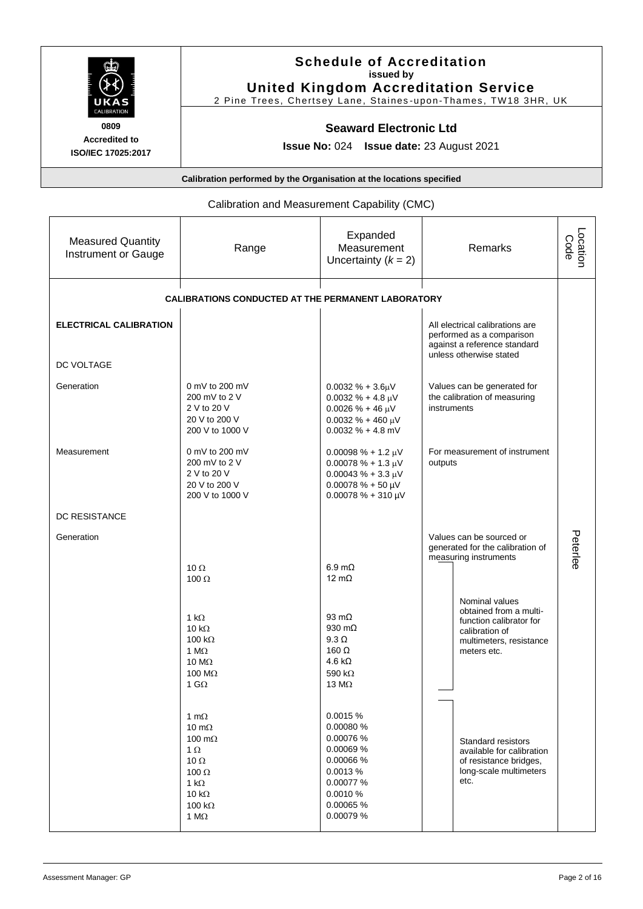# Schedule of Accreditation
**issued by**
## United Kingdom Accreditation Service
2 Pine Trees, Chertsey Lane, Staines-upon-Thames, TW18 3HR, UK

**0809**
**Accredited to ISO/IEC 17025:2017**

### Seaward Electronic Ltd

**Issue No:** 024 **Issue date:** 23 August 2021

**Calibration performed by the Organisation at the locations specified**

Calibration and Measurement Capability (CMC)

| Measured Quantity Instrument or Gauge | Range | Expanded Measurement Uncertainty ($k = 2$) | Remarks | Location Code |
|---|---|---|---|---|
| **CALIBRATIONS CONDUCTED AT THE PERMANENT LABORATORY** | | | | |
| **ELECTRICAL CALIBRATION** | | | All electrical calibrations are performed as a comparison against a reference standard unless otherwise stated | Peterlee |
| DC VOLTAGE | | | | |
| Generation | 0 mV to 200 mV | 0.0032 % + 3.6 μV | Values can be generated for the calibration of measuring instruments | |
| | 200 mV to 2 V | 0.0032 % + 4.8 μV | | |
| | 2 V to 20 V | 0.0026 % + 46 μV | | |
| | 20 V to 200 V | 0.0032 % + 460 μV | | |
| | 200 V to 1000 V | 0.0032 % + 4.8 mV | | |
| Measurement | 0 mV to 200 mV | 0.00098 % + 1.2 μV | For measurement of instrument outputs | |
| | 200 mV to 2 V | 0.00078 % + 1.3 μV | | |
| | 2 V to 20 V | 0.00043 % + 3.3 μV | | |
| | 20 V to 200 V | 0.00078 % + 50 μV | | |
| | 200 V to 1000 V | 0.00078 % + 310 μV | | |
| DC RESISTANCE | | | | |
| Generation | | | Values can be sourced or generated for the calibration of measuring instruments | |
| | 10 Ω | 6.9 mΩ | | |
| | 100 Ω | 12 mΩ | | |
| | 1 kΩ | 93 mΩ | Nominal values obtained from a multi-function calibrator for calibration of multimeters, resistance meters etc. | |
| | 10 kΩ | 930 mΩ | | |
| | 100 kΩ | 9.3 Ω | | |
| | 1 MΩ | 160 Ω | | |
| | 10 MΩ | 4.6 kΩ | | |
| | 100 MΩ | 590 kΩ | | |
| | 1 GΩ | 13 MΩ | | |
| | 1 mΩ | 0.0015 % | Standard resistors available for calibration of resistance bridges, long-scale multimeters etc. | |
| | 10 mΩ | 0.00080 % | | |
| | 100 mΩ | 0.00076 % | | |
| | 1 Ω | 0.00069 % | | |
| | 10 Ω | 0.00066 % | | |
| | 100 Ω | 0.0013 % | | |
| | 1 kΩ | 0.00077 % | | |
| | 10 kΩ | 0.0010 % | | |
| | 100 kΩ | 0.00065 % | | |
| | 1 MΩ | 0.00079 % | | |

Assessment Manager: GP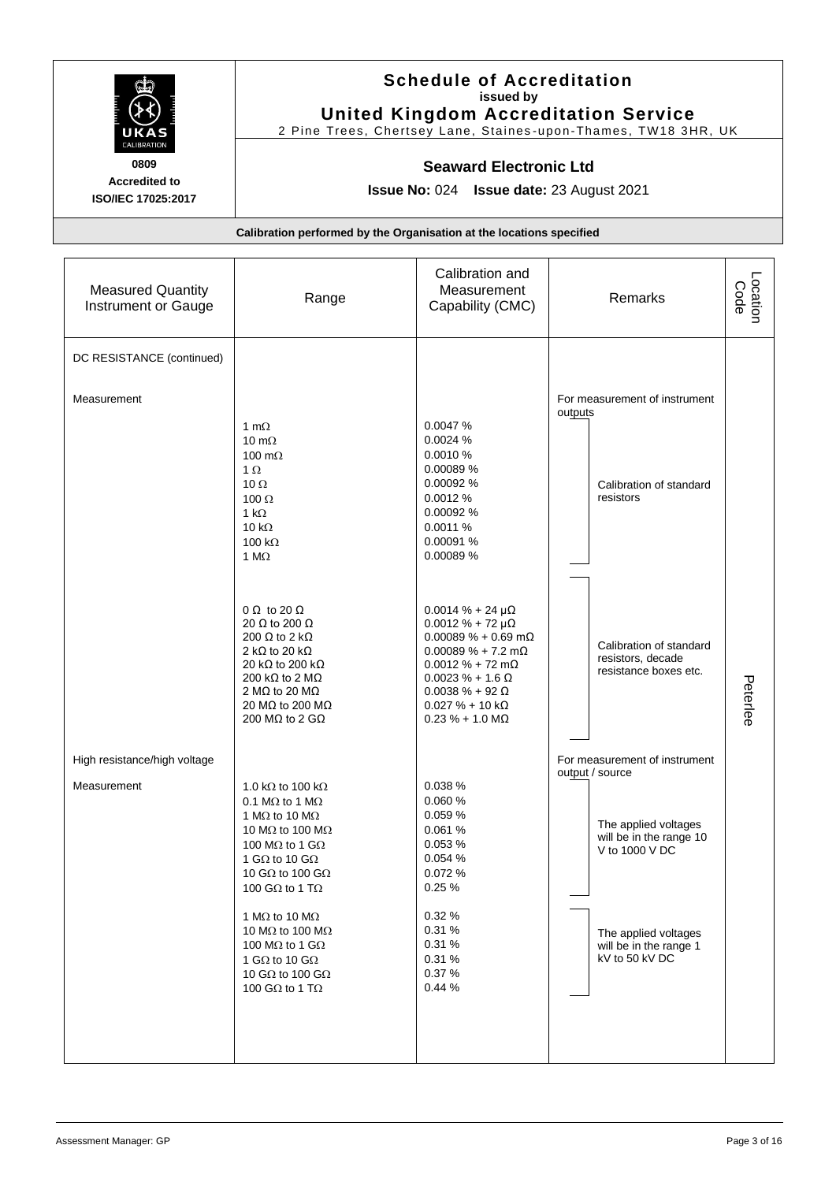# Schedule of Accreditation

**issued by**

**United Kingdom Accreditation Service**

2 Pine Trees, Chertsey Lane, Staines-upon-Thames, TW18 3HR, UK

**0809**
**Accredited to ISO/IEC 17025:2017**

## Seaward Electronic Ltd

**Issue No:** 024 **Issue date:** 23 August 2021

**Calibration performed by the Organisation at the locations specified**

| Measured Quantity Instrument or Gauge | Range | Calibration and Measurement Capability (CMC) | Remarks | Location Code |
|---|---|---|---|---|
| DC RESISTANCE (continued) | | | | |
| Measurement | | | For measurement of instrument outputs | |
| | 1 mΩ | 0.0047 % | Calibration of standard resistors | Peterlee |
| | 10 mΩ | 0.0024 % | | |
| | 100 mΩ | 0.0010 % | | |
| | 1 Ω | 0.00089 % | | |
| | 10 Ω | 0.00092 % | | |
| | 100 Ω | 0.0012 % | | |
| | 1 kΩ | 0.00092 % | | |
| | 10 kΩ | 0.0011 % | | |
| | 100 kΩ | 0.00091 % | | |
| | 1 MΩ | 0.00089 % | | |
| | 0 Ω to 20 Ω | 0.0014 % + 24 μΩ | Calibration of standard resistors, decade resistance boxes etc. | |
| | 20 Ω to 200 Ω | 0.0012 % + 72 μΩ | | |
| | 200 Ω to 2 kΩ | 0.00089 % + 0.69 mΩ | | |
| | 2 kΩ to 20 kΩ | 0.00089 % + 7.2 mΩ | | |
| | 20 kΩ to 200 kΩ | 0.0012 % + 72 mΩ | | |
| | 200 kΩ to 2 MΩ | 0.0023 % + 1.6 Ω | | |
| | 2 MΩ to 20 MΩ | 0.0038 % + 92 Ω | | |
| | 20 MΩ to 200 MΩ | 0.027 % + 10 kΩ | | |
| | 200 MΩ to 2 GΩ | 0.23 % + 1.0 MΩ | | |
| High resistance/high voltage | | | For measurement of instrument output / source | |
| Measurement | 1.0 kΩ to 100 kΩ | 0.038 % | The applied voltages will be in the range 10 V to 1000 V DC | |
| | 0.1 MΩ to 1 MΩ | 0.060 % | | |
| | 1 MΩ to 10 MΩ | 0.059 % | | |
| | 10 MΩ to 100 MΩ | 0.061 % | | |
| | 100 MΩ to 1 GΩ | 0.053 % | | |
| | 1 GΩ to 10 GΩ | 0.054 % | | |
| | 10 GΩ to 100 GΩ | 0.072 % | | |
| | 100 GΩ to 1 TΩ | 0.25 % | | |
| | 1 MΩ to 10 MΩ | 0.32 % | The applied voltages will be in the range 1 kV to 50 kV DC | |
| | 10 MΩ to 100 MΩ | 0.31 % | | |
| | 100 MΩ to 1 GΩ | 0.31 % | | |
| | 1 GΩ to 10 GΩ | 0.31 % | | |
| | 10 GΩ to 100 GΩ | 0.37 % | | |
| | 100 GΩ to 1 TΩ | 0.44 % | | |

Assessment Manager: GP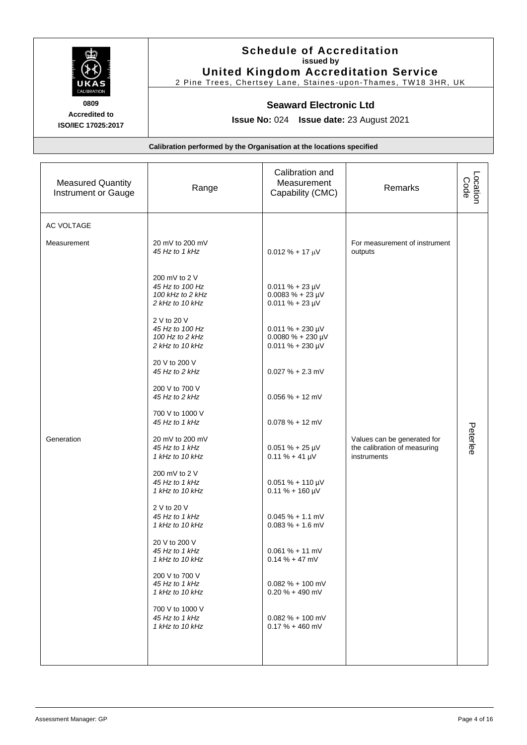# Schedule of Accreditation
**issued by**
## United Kingdom Accreditation Service
2 Pine Trees, Chertsey Lane, Staines-upon-Thames, TW18 3HR, UK

**0809**
**Accredited to**
**ISO/IEC 17025:2017**

### Seaward Electronic Ltd

**Issue No:** 024 **Issue date:** 23 August 2021

**Calibration performed by the Organisation at the locations specified**

| Measured Quantity Instrument or Gauge | Range | Calibration and Measurement Capability (CMC) | Remarks | Location Code |
|---|---|---|---|---|
| AC VOLTAGE | | | | |
| Measurement | 20 mV to 200 mV<br>*45 Hz to 1 kHz* | 0.012 % + 17 µV | For measurement of instrument outputs | Peterlee |
| | 200 mV to 2 V<br>*45 Hz to 100 Hz*<br>*100 kHz to 2 kHz*<br>*2 kHz to 10 kHz* | 0.011 % + 23 µV<br>0.0083 % + 23 µV<br>0.011 % + 23 µV | | |
| | 2 V to 20 V<br>*45 Hz to 100 Hz*<br>*100 Hz to 2 kHz*<br>*2 kHz to 10 kHz* | 0.011 % + 230 µV<br>0.0080 % + 230 µV<br>0.011 % + 230 µV | | |
| | 20 V to 200 V<br>*45 Hz to 2 kHz* | 0.027 % + 2.3 mV | | |
| | 200 V to 700 V<br>*45 Hz to 2 kHz* | 0.056 % + 12 mV | | |
| | 700 V to 1000 V<br>*45 Hz to 1 kHz* | 0.078 % + 12 mV | | |
| Generation | 20 mV to 200 mV<br>*45 Hz to 1 kHz*<br>*1 kHz to 10 kHz* | 0.051 % + 25 µV<br>0.11 % + 41 µV | Values can be generated for the calibration of measuring instruments | |
| | 200 mV to 2 V<br>*45 Hz to 1 kHz*<br>*1 kHz to 10 kHz* | 0.051 % + 110 µV<br>0.11 % + 160 µV | | |
| | 2 V to 20 V<br>*45 Hz to 1 kHz*<br>*1 kHz to 10 kHz* | 0.045 % + 1.1 mV<br>0.083 % + 1.6 mV | | |
| | 20 V to 200 V<br>*45 Hz to 1 kHz*<br>*1 kHz to 10 kHz* | 0.061 % + 11 mV<br>0.14 % + 47 mV | | |
| | 200 V to 700 V<br>*45 Hz to 1 kHz*<br>*1 kHz to 10 kHz* | 0.082 % + 100 mV<br>0.20 % + 490 mV | | |
| | 700 V to 1000 V<br>*45 Hz to 1 kHz*<br>*1 kHz to 10 kHz* | 0.082 % + 100 mV<br>0.17 % + 460 mV | | |

Assessment Manager: GP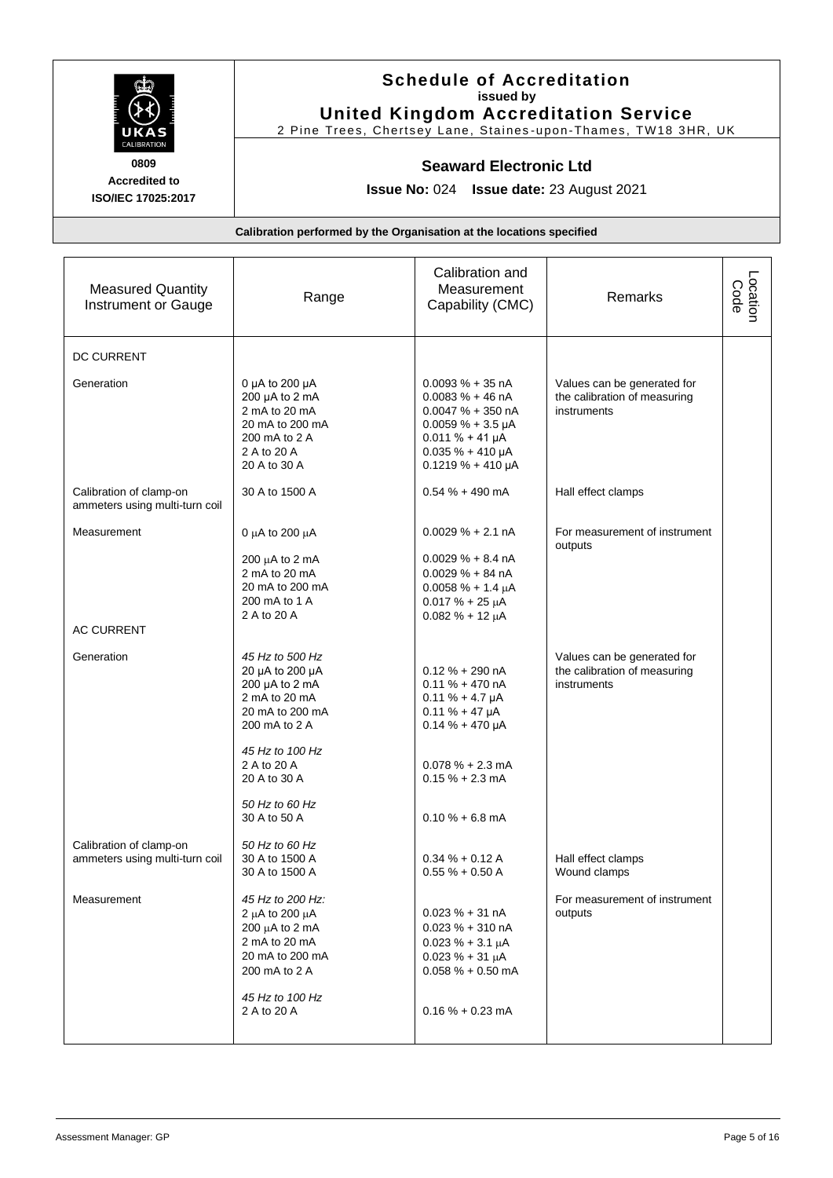**Schedule of Accreditation**
**issued by**
**United Kingdom Accreditation Service**
2 Pine Trees, Chertsey Lane, Staines-upon-Thames, TW18 3HR, UK

**0809**
**Accredited to**
**ISO/IEC 17025:2017**

**Seaward Electronic Ltd**

**Issue No:** 024 **Issue date:** 23 August 2021

**Calibration performed by the Organisation at the locations specified**

| Measured Quantity Instrument or Gauge | Range | Calibration and Measurement Capability (CMC) | Remarks | Location Code |
|---|---|---|---|---|
| DC CURRENT | | | | |
| Generation | 0 µA to 200 µA<br>200 µA to 2 mA<br>2 mA to 20 mA<br>20 mA to 200 mA<br>200 mA to 2 A<br>2 A to 20 A<br>20 A to 30 A | 0.0093 % + 35 nA<br>0.0083 % + 46 nA<br>0.0047 % + 350 nA<br>0.0059 % + 3.5 µA<br>0.011 % + 41 µA<br>0.035 % + 410 µA<br>0.1219 % + 410 µA | Values can be generated for the calibration of measuring instruments | |
| Calibration of clamp-on ammeters using multi-turn coil | 30 A to 1500 A | 0.54 % + 490 mA | Hall effect clamps | |
| Measurement | 0 µA to 200 µA<br>200 µA to 2 mA<br>2 mA to 20 mA<br>20 mA to 200 mA<br>200 mA to 1 A<br>2 A to 20 A | 0.0029 % + 2.1 nA<br>0.0029 % + 8.4 nA<br>0.0029 % + 84 nA<br>0.0058 % + 1.4 µA<br>0.017 % + 25 µA<br>0.082 % + 12 µA | For measurement of instrument outputs | |
| AC CURRENT | | | | |
| Generation | *45 Hz to 500 Hz*<br>20 µA to 200 µA<br>200 µA to 2 mA<br>2 mA to 20 mA<br>20 mA to 200 mA<br>200 mA to 2 A<br><br>*45 Hz to 100 Hz*<br>2 A to 20 A<br>20 A to 30 A<br><br>*50 Hz to 60 Hz*<br>30 A to 50 A | <br>0.12 % + 290 nA<br>0.11 % + 470 nA<br>0.11 % + 4.7 µA<br>0.11 % + 47 µA<br>0.14 % + 470 µA<br><br><br>0.078 % + 2.3 mA<br>0.15 % + 2.3 mA<br><br><br>0.10 % + 6.8 mA | Values can be generated for the calibration of measuring instruments | |
| Calibration of clamp-on ammeters using multi-turn coil | *50 Hz to 60 Hz*<br>30 A to 1500 A<br>30 A to 1500 A | <br>0.34 % + 0.12 A<br>0.55 % + 0.50 A | <br>Hall effect clamps<br>Wound clamps | |
| Measurement | *45 Hz to 200 Hz:*<br>2 µA to 200 µA<br>200 µA to 2 mA<br>2 mA to 20 mA<br>20 mA to 200 mA<br>200 mA to 2 A<br><br>*45 Hz to 100 Hz*<br>2 A to 20 A | <br>0.023 % + 31 nA<br>0.023 % + 310 nA<br>0.023 % + 3.1 µA<br>0.023 % + 31 µA<br>0.058 % + 0.50 mA<br><br><br>0.16 % + 0.23 mA | For measurement of instrument outputs | |

Assessment Manager: GP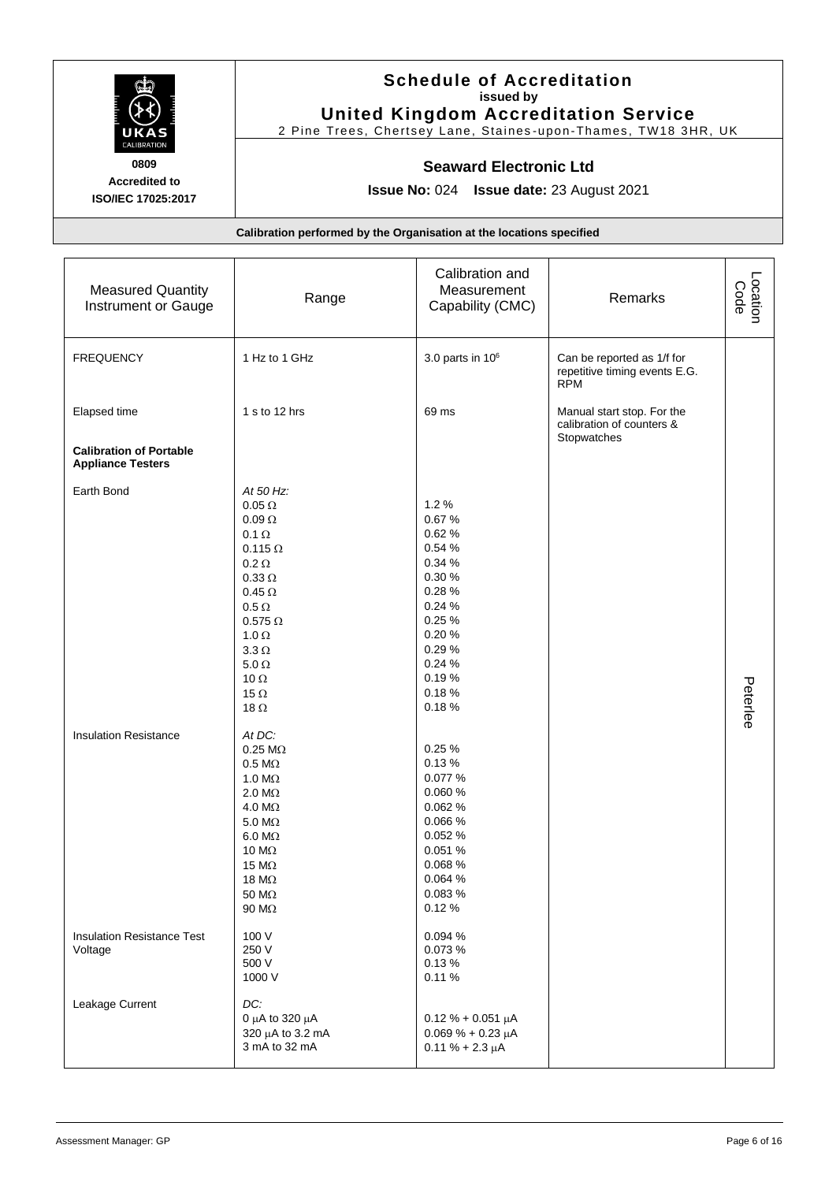**Schedule of Accreditation**
**issued by**
**United Kingdom Accreditation Service**
2 Pine Trees, Chertsey Lane, Staines-upon-Thames, TW18 3HR, UK

**0809**
**Accredited to ISO/IEC 17025:2017**

**Seaward Electronic Ltd**

**Issue No:** 024 **Issue date:** 23 August 2021

**Calibration performed by the Organisation at the locations specified**

| Measured Quantity Instrument or Gauge | Range | Calibration and Measurement Capability (CMC) | Remarks | Location Code |
|---|---|---|---|---|
| FREQUENCY | 1 Hz to 1 GHz | 3.0 parts in $10^6$ | Can be reported as 1/f for repetitive timing events E.G. RPM | Peterlee |
| Elapsed time | 1 s to 12 hrs | 69 ms | Manual start stop. For the calibration of counters & Stopwatches | |
| **Calibration of Portable Appliance Testers** | | | | |
| Earth Bond | *At 50 Hz:* | | | |
| | 0.05 Ω | 1.2 % | | |
| | 0.09 Ω | 0.67 % | | |
| | 0.1 Ω | 0.62 % | | |
| | 0.115 Ω | 0.54 % | | |
| | 0.2 Ω | 0.34 % | | |
| | 0.33 Ω | 0.30 % | | |
| | 0.45 Ω | 0.28 % | | |
| | 0.5 Ω | 0.24 % | | |
| | 0.575 Ω | 0.25 % | | |
| | 1.0 Ω | 0.20 % | | |
| | 3.3 Ω | 0.29 % | | |
| | 5.0 Ω | 0.24 % | | |
| | 10 Ω | 0.19 % | | |
| | 15 Ω | 0.18 % | | |
| | 18 Ω | 0.18 % | | |
| Insulation Resistance | *At DC:* | | | |
| | 0.25 MΩ | 0.25 % | | |
| | 0.5 MΩ | 0.13 % | | |
| | 1.0 MΩ | 0.077 % | | |
| | 2.0 MΩ | 0.060 % | | |
| | 4.0 MΩ | 0.062 % | | |
| | 5.0 MΩ | 0.066 % | | |
| | 6.0 MΩ | 0.052 % | | |
| | 10 MΩ | 0.051 % | | |
| | 15 MΩ | 0.068 % | | |
| | 18 MΩ | 0.064 % | | |
| | 50 MΩ | 0.083 % | | |
| | 90 MΩ | 0.12 % | | |
| Insulation Resistance Test Voltage | 100 V | 0.094 % | | |
| | 250 V | 0.073 % | | |
| | 500 V | 0.13 % | | |
| | 1000 V | 0.11 % | | |
| Leakage Current | *DC:* | | | |
| | 0 μA to 320 μA | 0.12 % + 0.051 μA | | |
| | 320 μA to 3.2 mA | 0.069 % + 0.23 μA | | |
| | 3 mA to 32 mA | 0.11 % + 2.3 μA | | |

Assessment Manager: GP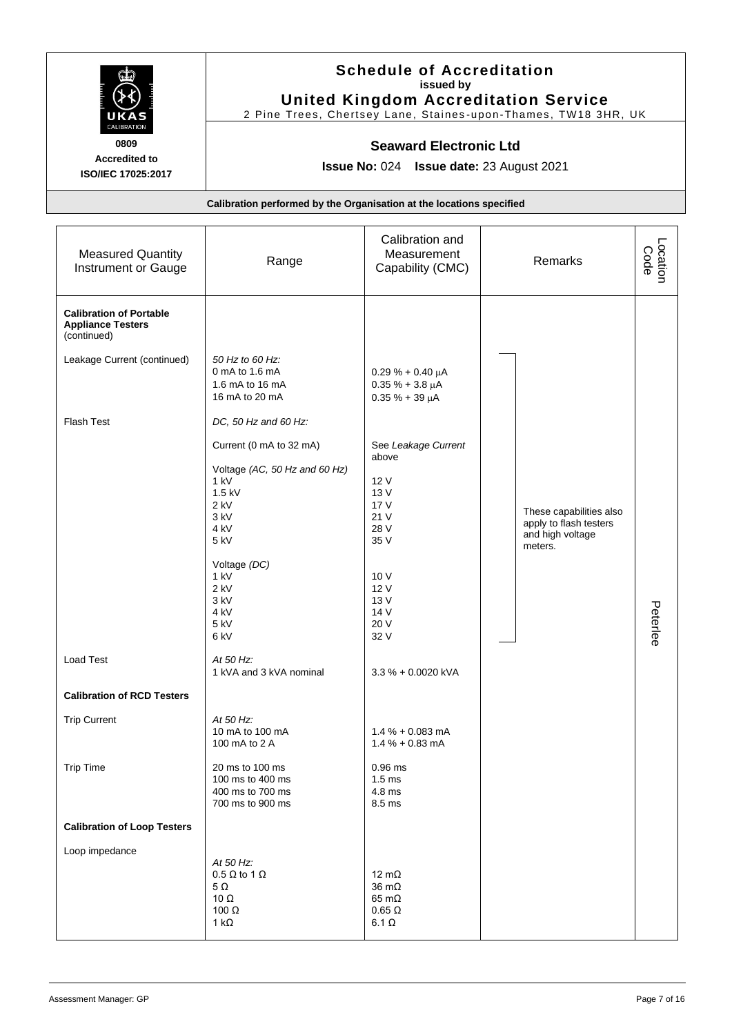# Schedule of Accreditation
**issued by**
**United Kingdom Accreditation Service**

2 Pine Trees, Chertsey Lane, Staines-upon-Thames, TW18 3HR, UK

**0809**
**Accredited to ISO/IEC 17025:2017**

## Seaward Electronic Ltd

**Issue No:** 024 **Issue date:** 23 August 2021

**Calibration performed by the Organisation at the locations specified**

| Measured Quantity Instrument or Gauge | Range | Calibration and Measurement Capability (CMC) | Remarks | Location Code |
|---|---|---|---|---|
| **Calibration of Portable Appliance Testers** (continued) | | | | |
| Leakage Current (continued) | *50 Hz to 60 Hz:*<br>0 mA to 1.6 mA<br>1.6 mA to 16 mA<br>16 mA to 20 mA | <br>0.29 % + 0.40 μA<br>0.35 % + 3.8 μA<br>0.35 % + 39 μA | These capabilities also apply to flash testers and high voltage meters. | Peterlee |
| Flash Test | *DC, 50 Hz and 60 Hz:* | | | |
| | Current (0 mA to 32 mA) | See *Leakage Current* above | | |
| | Voltage *(AC, 50 Hz and 60 Hz)*<br>1 kV<br>1.5 kV<br>2 kV<br>3 kV<br>4 kV<br>5 kV | <br>12 V<br>13 V<br>17 V<br>21 V<br>28 V<br>35 V | | |
| | Voltage *(DC)*<br>1 kV<br>2 kV<br>3 kV<br>4 kV<br>5 kV<br>6 kV | <br>10 V<br>12 V<br>13 V<br>14 V<br>20 V<br>32 V | | |
| Load Test | *At 50 Hz:*<br>1 kVA and 3 kVA nominal | <br>3.3 % + 0.0020 kVA | | |
| **Calibration of RCD Testers** | | | | |
| Trip Current | *At 50 Hz:*<br>10 mA to 100 mA<br>100 mA to 2 A | <br>1.4 % + 0.083 mA<br>1.4 % + 0.83 mA | | |
| Trip Time | 20 ms to 100 ms<br>100 ms to 400 ms<br>400 ms to 700 ms<br>700 ms to 900 ms | 0.96 ms<br>1.5 ms<br>4.8 ms<br>8.5 ms | | |
| **Calibration of Loop Testers** | | | | |
| Loop impedance | *At 50 Hz:*<br>0.5 Ω to 1 Ω<br>5 Ω<br>10 Ω<br>100 Ω<br>1 kΩ | <br>12 mΩ<br>36 mΩ<br>65 mΩ<br>0.65 Ω<br>6.1 Ω | | |

Assessment Manager: GP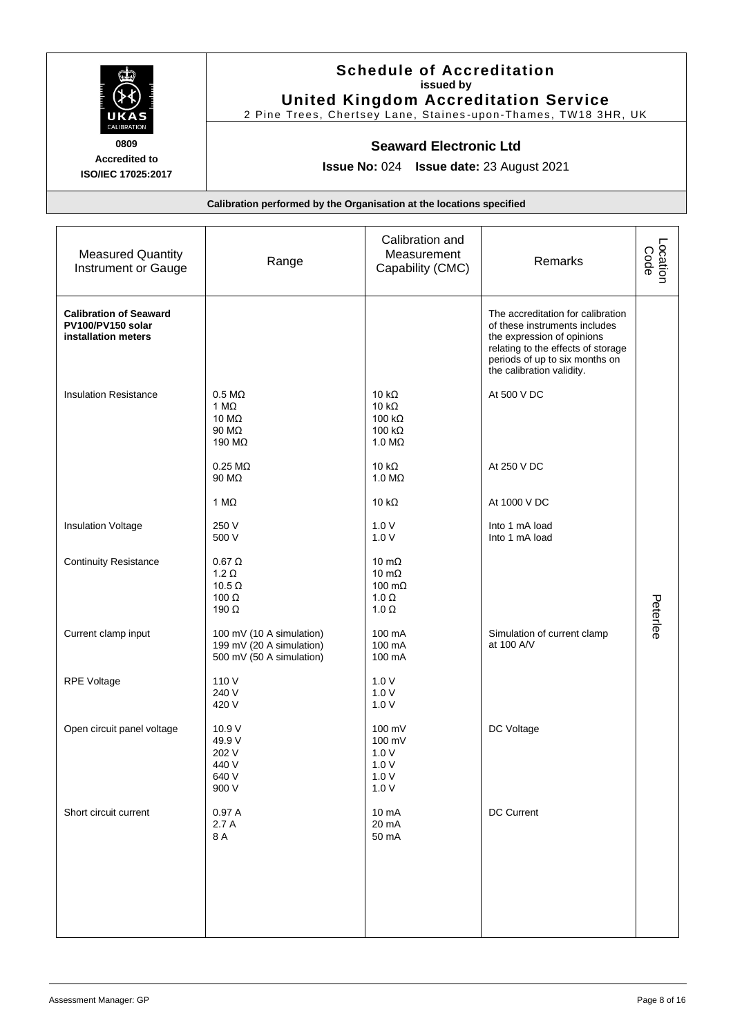# Schedule of Accreditation

**issued by**

**United Kingdom Accreditation Service**

2 Pine Trees, Chertsey Lane, Staines-upon-Thames, TW18 3HR, UK

**0809**

**Accredited to ISO/IEC 17025:2017**

## Seaward Electronic Ltd

**Issue No:** 024 **Issue date:** 23 August 2021

**Calibration performed by the Organisation at the locations specified**

| Measured Quantity Instrument or Gauge | Range | Calibration and Measurement Capability (CMC) | Remarks | Location Code |
|---|---|---|---|---|
| **Calibration of Seaward PV100/PV150 solar installation meters** | | | The accreditation for calibration of these instruments includes the expression of opinions relating to the effects of storage periods of up to six months on the calibration validity. | Peterlee |
| Insulation Resistance | 0.5 MΩ<br>1 MΩ<br>10 MΩ<br>90 MΩ<br>190 MΩ | 10 kΩ<br>10 kΩ<br>100 kΩ<br>100 kΩ<br>1.0 MΩ | At 500 V DC | |
| | 0.25 MΩ<br>90 MΩ | 10 kΩ<br>1.0 MΩ | At 250 V DC | |
| | 1 MΩ | 10 kΩ | At 1000 V DC | |
| Insulation Voltage | 250 V<br>500 V | 1.0 V<br>1.0 V | Into 1 mA load<br>Into 1 mA load | |
| Continuity Resistance | 0.67 Ω<br>1.2 Ω<br>10.5 Ω<br>100 Ω<br>190 Ω | 10 mΩ<br>10 mΩ<br>100 mΩ<br>1.0 Ω<br>1.0 Ω | | |
| Current clamp input | 100 mV (10 A simulation)<br>199 mV (20 A simulation)<br>500 mV (50 A simulation) | 100 mA<br>100 mA<br>100 mA | Simulation of current clamp at 100 A/V | |
| RPE Voltage | 110 V<br>240 V<br>420 V | 1.0 V<br>1.0 V<br>1.0 V | | |
| Open circuit panel voltage | 10.9 V<br>49.9 V<br>202 V<br>440 V<br>640 V<br>900 V | 100 mV<br>100 mV<br>1.0 V<br>1.0 V<br>1.0 V<br>1.0 V | DC Voltage | |
| Short circuit current | 0.97 A<br>2.7 A<br>8 A | 10 mA<br>20 mA<br>50 mA | DC Current | |

Assessment Manager: GP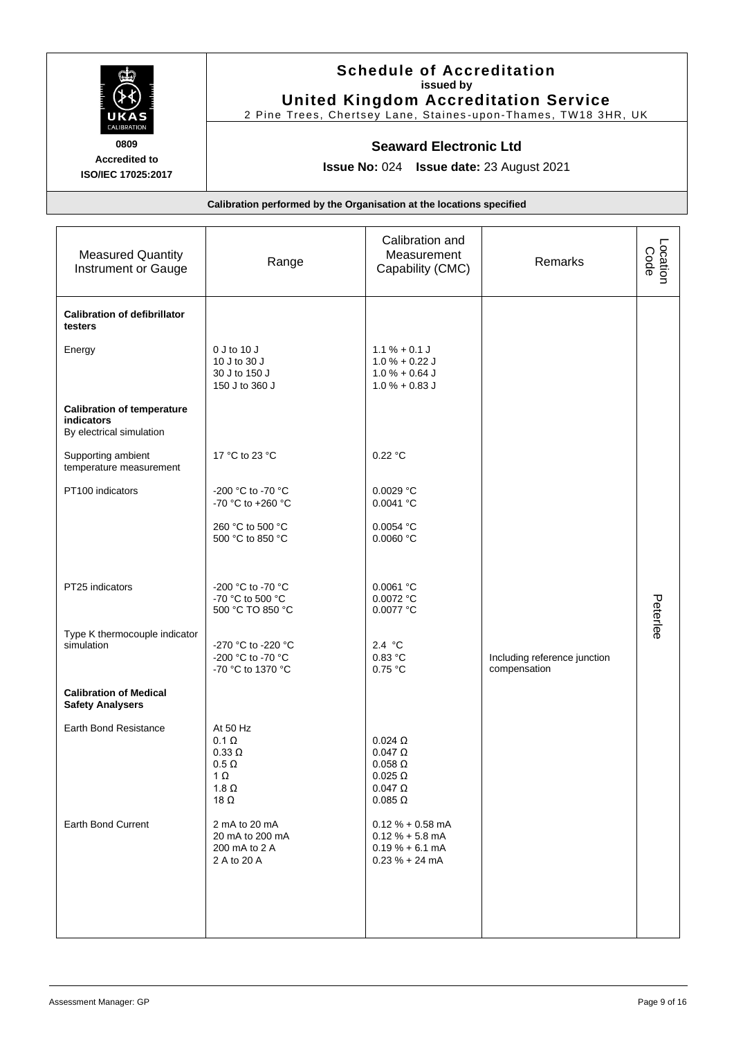**Schedule of Accreditation**
issued by
**United Kingdom Accreditation Service**
2 Pine Trees, Chertsey Lane, Staines-upon-Thames, TW18 3HR, UK

**0809**
**Accredited to ISO/IEC 17025:2017**

## Seaward Electronic Ltd

**Issue No:** 024 **Issue date:** 23 August 2021

**Calibration performed by the Organisation at the locations specified**

| Measured Quantity Instrument or Gauge | Range | Calibration and Measurement Capability (CMC) | Remarks | Location Code |
|---|---|---|---|---|
| **Calibration of defibrillator testers** | | | | Peterlee |
| Energy | 0 J to 10 J<br>10 J to 30 J<br>30 J to 150 J<br>150 J to 360 J | 1.1 % + 0.1 J<br>1.0 % + 0.22 J<br>1.0 % + 0.64 J<br>1.0 % + 0.83 J | | |
| **Calibration of temperature indicators**<br>By electrical simulation | | | | |
| Supporting ambient temperature measurement | 17 °C to 23 °C | 0.22 °C | | |
| PT100 indicators | -200 °C to -70 °C<br>-70 °C to +260 °C<br>260 °C to 500 °C<br>500 °C to 850 °C | 0.0029 °C<br>0.0041 °C<br>0.0054 °C<br>0.0060 °C | | |
| PT25 indicators | -200 °C to -70 °C<br>-70 °C to 500 °C<br>500 °C TO 850 °C | 0.0061 °C<br>0.0072 °C<br>0.0077 °C | | |
| Type K thermocouple indicator simulation | -270 °C to -220 °C<br>-200 °C to -70 °C<br>-70 °C to 1370 °C | 2.4 °C<br>0.83 °C<br>0.75 °C | Including reference junction compensation | |
| **Calibration of Medical Safety Analysers** | | | | |
| Earth Bond Resistance | At 50 Hz<br>0.1 Ω<br>0.33 Ω<br>0.5 Ω<br>1 Ω<br>1.8 Ω<br>18 Ω | <br>0.024 Ω<br>0.047 Ω<br>0.058 Ω<br>0.025 Ω<br>0.047 Ω<br>0.085 Ω | | |
| Earth Bond Current | 2 mA to 20 mA<br>20 mA to 200 mA<br>200 mA to 2 A<br>2 A to 20 A | 0.12 % + 0.58 mA<br>0.12 % + 5.8 mA<br>0.19 % + 6.1 mA<br>0.23 % + 24 mA | | |

Assessment Manager: GP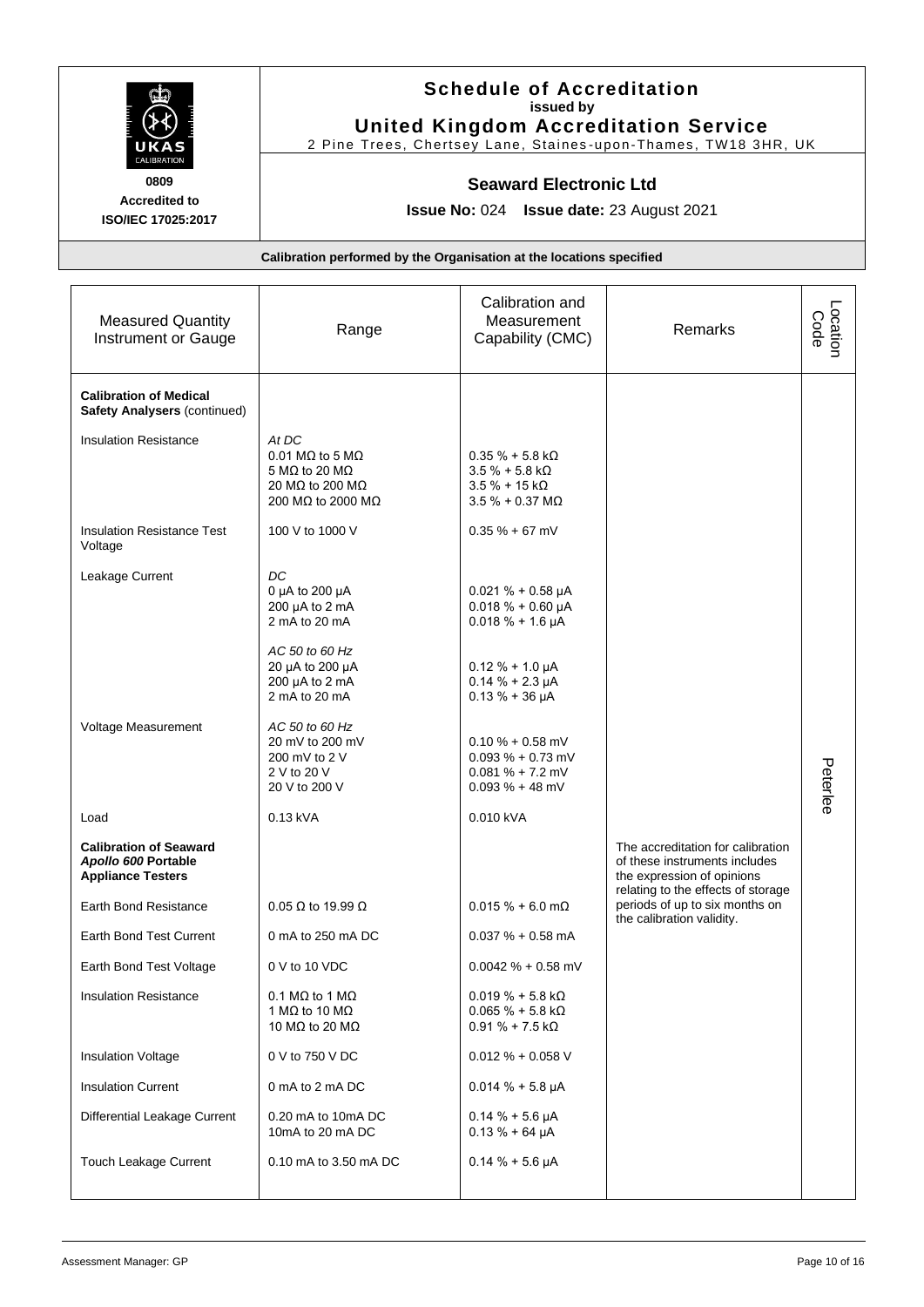# Schedule of Accreditation
issued by
**United Kingdom Accreditation Service**
2 Pine Trees, Chertsey Lane, Staines-upon-Thames, TW18 3HR, UK

**0809**
**Accredited to ISO/IEC 17025:2017**

## Seaward Electronic Ltd

**Issue No:** 024 **Issue date:** 23 August 2021

**Calibration performed by the Organisation at the locations specified**

| Measured Quantity Instrument or Gauge | Range | Calibration and Measurement Capability (CMC) | Remarks | Location Code |
|---|---|---|---|---|
| **Calibration of Medical Safety Analysers** (continued) | | | | Peterlee |
| Insulation Resistance | *At DC*<br>0.01 MΩ to 5 MΩ<br>5 MΩ to 20 MΩ<br>20 MΩ to 200 MΩ<br>200 MΩ to 2000 MΩ | <br>0.35 % + 5.8 kΩ<br>3.5 % + 5.8 kΩ<br>3.5 % + 15 kΩ<br>3.5 % + 0.37 MΩ | | |
| Insulation Resistance Test Voltage | 100 V to 1000 V | 0.35 % + 67 mV | | |
| Leakage Current | *DC*<br>0 µA to 200 µA<br>200 µA to 2 mA<br>2 mA to 20 mA | <br>0.021 % + 0.58 µA<br>0.018 % + 0.60 µA<br>0.018 % + 1.6 µA | | |
| | *AC 50 to 60 Hz*<br>20 µA to 200 µA<br>200 µA to 2 mA<br>2 mA to 20 mA | <br>0.12 % + 1.0 µA<br>0.14 % + 2.3 µA<br>0.13 % + 36 µA | | |
| Voltage Measurement | *AC 50 to 60 Hz*<br>20 mV to 200 mV<br>200 mV to 2 V<br>2 V to 20 V<br>20 V to 200 V | <br>0.10 % + 0.58 mV<br>0.093 % + 0.73 mV<br>0.081 % + 7.2 mV<br>0.093 % + 48 mV | | |
| Load | 0.13 kVA | 0.010 kVA | | |
| **Calibration of Seaward *Apollo 600* Portable Appliance Testers** | | | The accreditation for calibration of these instruments includes the expression of opinions relating to the effects of storage periods of up to six months on the calibration validity. | |
| Earth Bond Resistance | 0.05 Ω to 19.99 Ω | 0.015 % + 6.0 mΩ | | |
| Earth Bond Test Current | 0 mA to 250 mA DC | 0.037 % + 0.58 mA | | |
| Earth Bond Test Voltage | 0 V to 10 VDC | 0.0042 % + 0.58 mV | | |
| Insulation Resistance | 0.1 MΩ to 1 MΩ<br>1 MΩ to 10 MΩ<br>10 MΩ to 20 MΩ | 0.019 % + 5.8 kΩ<br>0.065 % + 5.8 kΩ<br>0.91 % + 7.5 kΩ | | |
| Insulation Voltage | 0 V to 750 V DC | 0.012 % + 0.058 V | | |
| Insulation Current | 0 mA to 2 mA DC | 0.014 % + 5.8 µA | | |
| Differential Leakage Current | 0.20 mA to 10mA DC<br>10mA to 20 mA DC | 0.14 % + 5.6 µA<br>0.13 % + 64 µA | | |
| Touch Leakage Current | 0.10 mA to 3.50 mA DC | 0.14 % + 5.6 µA | | |

Assessment Manager: GP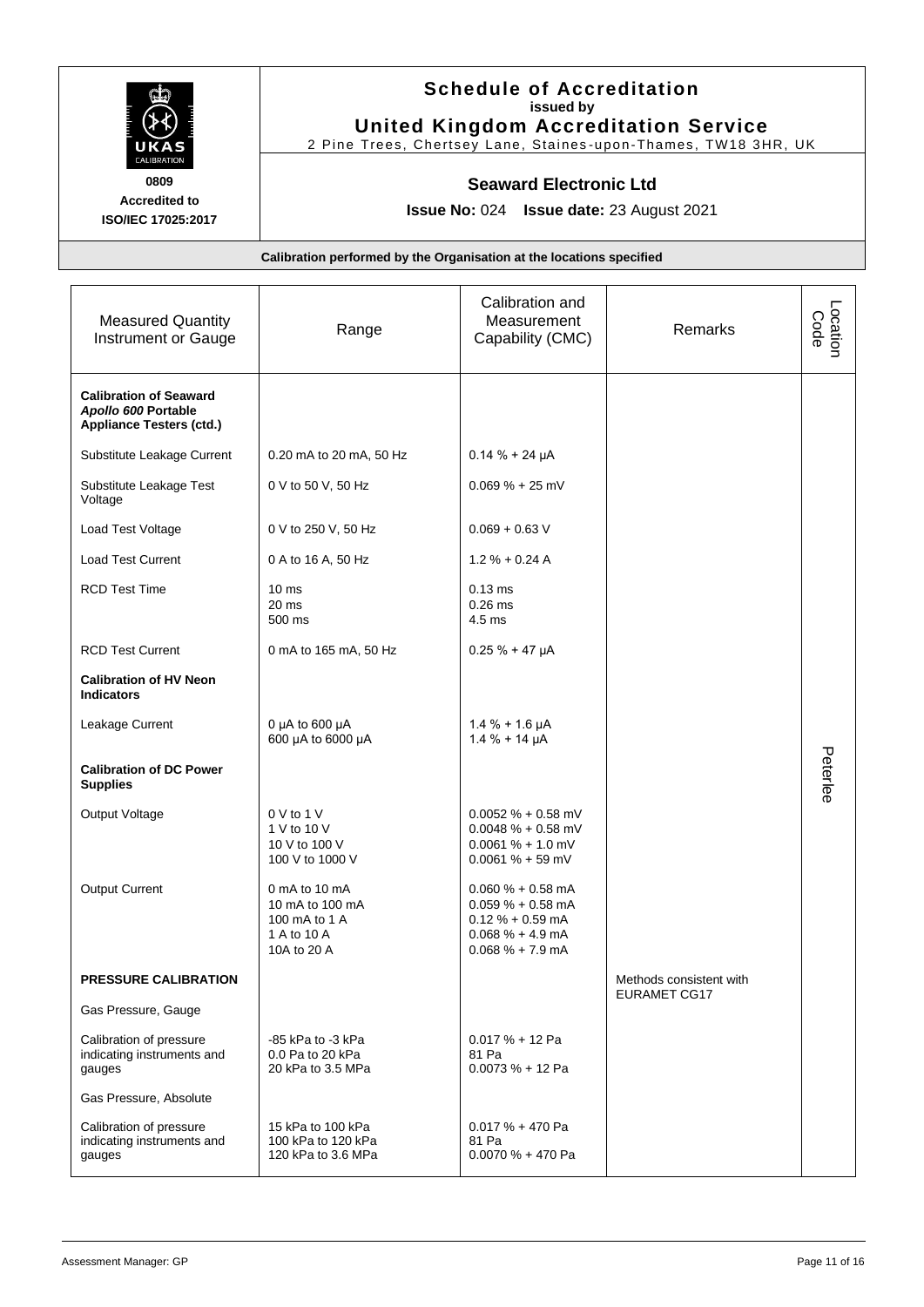# Schedule of Accreditation
**issued by**
**United Kingdom Accreditation Service**
2 Pine Trees, Chertsey Lane, Staines-upon-Thames, TW18 3HR, UK

**0809**
**Accredited to ISO/IEC 17025:2017**

## Seaward Electronic Ltd

**Issue No:** 024 **Issue date:** 23 August 2021

**Calibration performed by the Organisation at the locations specified**

| Measured Quantity Instrument or Gauge | Range | Calibration and Measurement Capability (CMC) | Remarks | Location Code |
|---|---|---|---|---|
| **Calibration of Seaward *Apollo 600* Portable Appliance Testers (ctd.)** | | | | Peterlee |
| Substitute Leakage Current | 0.20 mA to 20 mA, 50 Hz | 0.14 % + 24 µA | | |
| Substitute Leakage Test Voltage | 0 V to 50 V, 50 Hz | 0.069 % + 25 mV | | |
| Load Test Voltage | 0 V to 250 V, 50 Hz | 0.069 + 0.63 V | | |
| Load Test Current | 0 A to 16 A, 50 Hz | 1.2 % + 0.24 A | | |
| RCD Test Time | 10 ms<br>20 ms<br>500 ms | 0.13 ms<br>0.26 ms<br>4.5 ms | | |
| RCD Test Current | 0 mA to 165 mA, 50 Hz | 0.25 % + 47 µA | | |
| **Calibration of HV Neon Indicators** | | | | |
| Leakage Current | 0 µA to 600 µA<br>600 µA to 6000 µA | 1.4 % + 1.6 µA<br>1.4 % + 14 µA | | |
| **Calibration of DC Power Supplies** | | | | |
| Output Voltage | 0 V to 1 V<br>1 V to 10 V<br>10 V to 100 V<br>100 V to 1000 V | 0.0052 % + 0.58 mV<br>0.0048 % + 0.58 mV<br>0.0061 % + 1.0 mV<br>0.0061 % + 59 mV | | |
| Output Current | 0 mA to 10 mA<br>10 mA to 100 mA<br>100 mA to 1 A<br>1 A to 10 A<br>10A to 20 A | 0.060 % + 0.58 mA<br>0.059 % + 0.58 mA<br>0.12 % + 0.59 mA<br>0.068 % + 4.9 mA<br>0.068 % + 7.9 mA | | |
| **PRESSURE CALIBRATION** | | | Methods consistent with EURAMET CG17 | |
| Gas Pressure, Gauge | | | | |
| Calibration of pressure indicating instruments and gauges | -85 kPa to -3 kPa<br>0.0 Pa to 20 kPa<br>20 kPa to 3.5 MPa | 0.017 % + 12 Pa<br>81 Pa<br>0.0073 % + 12 Pa | | |
| Gas Pressure, Absolute | | | | |
| Calibration of pressure indicating instruments and gauges | 15 kPa to 100 kPa<br>100 kPa to 120 kPa<br>120 kPa to 3.6 MPa | 0.017 % + 470 Pa<br>81 Pa<br>0.0070 % + 470 Pa | | |

Assessment Manager: GP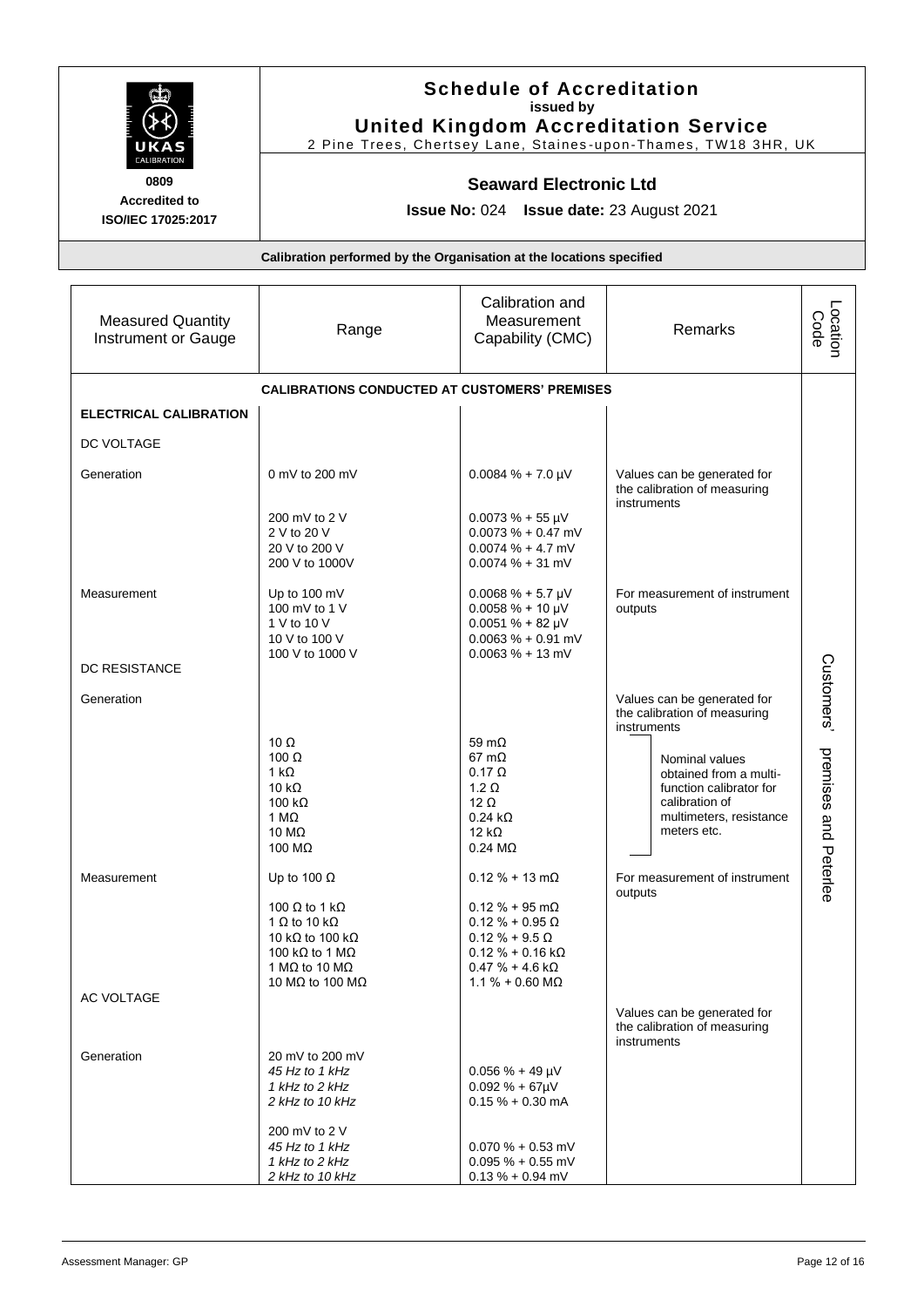# Schedule of Accreditation
**issued by**
**United Kingdom Accreditation Service**
2 Pine Trees, Chertsey Lane, Staines-upon-Thames, TW18 3HR, UK

**0809**
**Accredited to ISO/IEC 17025:2017**

## Seaward Electronic Ltd

**Issue No:** 024 **Issue date:** 23 August 2021

**Calibration performed by the Organisation at the locations specified**

| Measured Quantity Instrument or Gauge | Range | Calibration and Measurement Capability (CMC) | Remarks | Location Code |
|---|---|---|---|---|
| **CALIBRATIONS CONDUCTED AT CUSTOMERS' PREMISES** | | | | |
| **ELECTRICAL CALIBRATION** | | | | Customers' premises and Peterlee |
| DC VOLTAGE | | | | |
| Generation | 0 mV to 200 mV | 0.0084 % + 7.0 µV | Values can be generated for the calibration of measuring instruments | |
| | 200 mV to 2 V | 0.0073 % + 55 µV | | |
| | 2 V to 20 V | 0.0073 % + 0.47 mV | | |
| | 20 V to 200 V | 0.0074 % + 4.7 mV | | |
| | 200 V to 1000V | 0.0074 % + 31 mV | | |
| Measurement | Up to 100 mV | 0.0068 % + 5.7 µV | For measurement of instrument outputs | |
| | 100 mV to 1 V | 0.0058 % + 10 µV | | |
| | 1 V to 10 V | 0.0051 % + 82 µV | | |
| | 10 V to 100 V | 0.0063 % + 0.91 mV | | |
| | 100 V to 1000 V | 0.0063 % + 13 mV | | |
| DC RESISTANCE | | | | |
| Generation | | | Values can be generated for the calibration of measuring instruments | |
| | 10 Ω | 59 mΩ | Nominal values obtained from a multi-function calibrator for calibration of multimeters, resistance meters etc. | |
| | 100 Ω | 67 mΩ | | |
| | 1 kΩ | 0.17 Ω | | |
| | 10 kΩ | 1.2 Ω | | |
| | 100 kΩ | 12 Ω | | |
| | 1 MΩ | 0.24 kΩ | | |
| | 10 MΩ | 12 kΩ | | |
| | 100 MΩ | 0.24 MΩ | | |
| Measurement | Up to 100 Ω | 0.12 % + 13 mΩ | For measurement of instrument outputs | |
| | 100 Ω to 1 kΩ | 0.12 % + 95 mΩ | | |
| | 1 Ω to 10 kΩ | 0.12 % + 0.95 Ω | | |
| | 10 kΩ to 100 kΩ | 0.12 % + 9.5 Ω | | |
| | 100 kΩ to 1 MΩ | 0.12 % + 0.16 kΩ | | |
| | 1 MΩ to 10 MΩ | 0.47 % + 4.6 kΩ | | |
| | 10 MΩ to 100 MΩ | 1.1 % + 0.60 MΩ | | |
| AC VOLTAGE | | | Values can be generated for the calibration of measuring instruments | |
| Generation | 20 mV to 200 mV | | | |
| | *45 Hz to 1 kHz* | 0.056 % + 49 µV | | |
| | *1 kHz to 2 kHz* | 0.092 % + 67µV | | |
| | *2 kHz to 10 kHz* | 0.15 % + 0.30 mA | | |
| | 200 mV to 2 V | | | |
| | *45 Hz to 1 kHz* | 0.070 % + 0.53 mV | | |
| | *1 kHz to 2 kHz* | 0.095 % + 0.55 mV | | |
| | *2 kHz to 10 kHz* | 0.13 % + 0.94 mV | | |

Assessment Manager: GP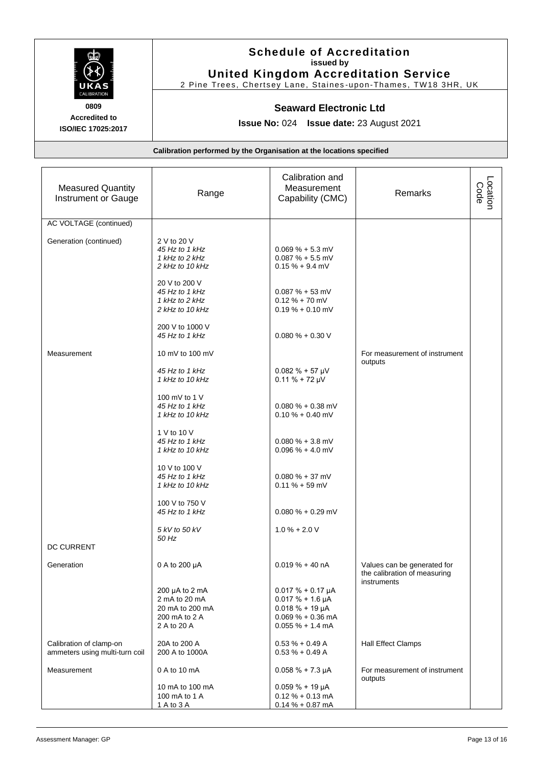**Schedule of Accreditation**
**issued by**
**United Kingdom Accreditation Service**
2 Pine Trees, Chertsey Lane, Staines-upon-Thames, TW18 3HR, UK

**0809**
**Accredited to**
**ISO/IEC 17025:2017**

**Seaward Electronic Ltd**

**Issue No:** 024 **Issue date:** 23 August 2021

**Calibration performed by the Organisation at the locations specified**

| Measured Quantity Instrument or Gauge | Range | Calibration and Measurement Capability (CMC) | Remarks | Location Code |
|---|---|---|---|---|
| AC VOLTAGE (continued) | | | | |
| Generation (continued) | 2 V to 20 V | | | |
| | *45 Hz to 1 kHz* | 0.069 % + 5.3 mV | | |
| | *1 kHz to 2 kHz* | 0.087 % + 5.5 mV | | |
| | *2 kHz to 10 kHz* | 0.15 % + 9.4 mV | | |
| | 20 V to 200 V | | | |
| | *45 Hz to 1 kHz* | 0.087 % + 53 mV | | |
| | *1 kHz to 2 kHz* | 0.12 % + 70 mV | | |
| | *2 kHz to 10 kHz* | 0.19 % + 0.10 mV | | |
| | 200 V to 1000 V | | | |
| | *45 Hz to 1 kHz* | 0.080 % + 0.30 V | | |
| Measurement | 10 mV to 100 mV | | For measurement of instrument outputs | |
| | *45 Hz to 1 kHz* | 0.082 % + 57 µV | | |
| | *1 kHz to 10 kHz* | 0.11 % + 72 µV | | |
| | 100 mV to 1 V | | | |
| | *45 Hz to 1 kHz* | 0.080 % + 0.38 mV | | |
| | *1 kHz to 10 kHz* | 0.10 % + 0.40 mV | | |
| | 1 V to 10 V | | | |
| | *45 Hz to 1 kHz* | 0.080 % + 3.8 mV | | |
| | *1 kHz to 10 kHz* | 0.096 % + 4.0 mV | | |
| | 10 V to 100 V | | | |
| | *45 Hz to 1 kHz* | 0.080 % + 37 mV | | |
| | *1 kHz to 10 kHz* | 0.11 % + 59 mV | | |
| | 100 V to 750 V | | | |
| | *45 Hz to 1 kHz* | 0.080 % + 0.29 mV | | |
| | *5 kV to 50 kV* *50 Hz* | 1.0 % + 2.0 V | | |
| DC CURRENT | | | | |
| Generation | 0 A to 200 µA | 0.019 % + 40 nA | Values can be generated for the calibration of measuring instruments | |
| | 200 µA to 2 mA | 0.017 % + 0.17 µA | | |
| | 2 mA to 20 mA | 0.017 % + 1.6 µA | | |
| | 20 mA to 200 mA | 0.018 % + 19 µA | | |
| | 200 mA to 2 A | 0.069 % + 0.36 mA | | |
| | 2 A to 20 A | 0.055 % + 1.4 mA | | |
| Calibration of clamp-on ammeters using multi-turn coil | 20A to 200 A | 0.53 % + 0.49 A | Hall Effect Clamps | |
| | 200 A to 1000A | 0.53 % + 0.49 A | | |
| Measurement | 0 A to 10 mA | 0.058 % + 7.3 µA | For measurement of instrument outputs | |
| | 10 mA to 100 mA | 0.059 % + 19 µA | | |
| | 100 mA to 1 A | 0.12 % + 0.13 mA | | |
| | 1 A to 3 A | 0.14 % + 0.87 mA | | |

Assessment Manager: GP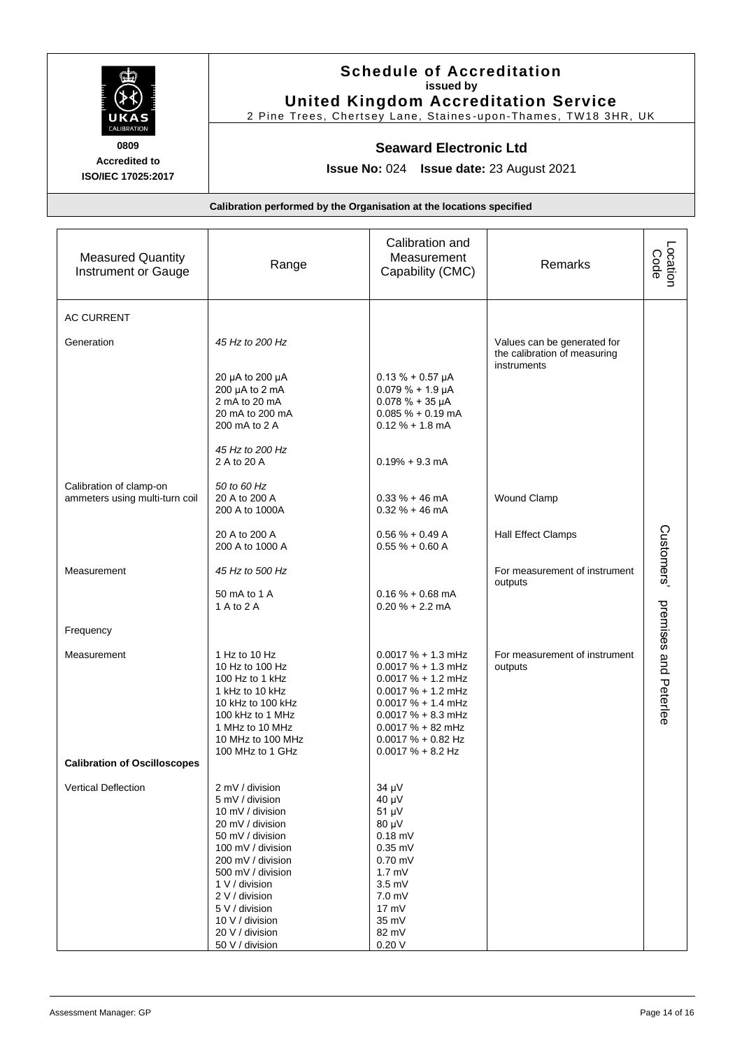# Schedule of Accreditation

**issued by**

**United Kingdom Accreditation Service**

2 Pine Trees, Chertsey Lane, Staines-upon-Thames, TW18 3HR, UK

**0809**
**Accredited to**
**ISO/IEC 17025:2017**

## Seaward Electronic Ltd

**Issue No:** 024 **Issue date:** 23 August 2021

**Calibration performed by the Organisation at the locations specified**

| Measured Quantity Instrument or Gauge | Range | Calibration and Measurement Capability (CMC) | Remarks | Location Code |
|---|---|---|---|---|
| AC CURRENT | | | | Customers' premises and Peterlee |
| Generation | *45 Hz to 200 Hz* | | Values can be generated for the calibration of measuring instruments | |
| | 20 µA to 200 µA<br>200 µA to 2 mA<br>2 mA to 20 mA<br>20 mA to 200 mA<br>200 mA to 2 A | 0.13 % + 0.57 µA<br>0.079 % + 1.9 µA<br>0.078 % + 35 µA<br>0.085 % + 0.19 mA<br>0.12 % + 1.8 mA | | |
| | *45 Hz to 200 Hz*<br>2 A to 20 A | 0.19% + 9.3 mA | | |
| Calibration of clamp-on ammeters using multi-turn coil | *50 to 60 Hz*<br>20 A to 200 A<br>200 A to 1000A | 0.33 % + 46 mA<br>0.32 % + 46 mA | Wound Clamp | |
| | 20 A to 200 A<br>200 A to 1000 A | 0.56 % + 0.49 A<br>0.55 % + 0.60 A | Hall Effect Clamps | |
| Measurement | *45 Hz to 500 Hz* | | For measurement of instrument outputs | |
| | 50 mA to 1 A<br>1 A to 2 A | 0.16 % + 0.68 mA<br>0.20 % + 2.2 mA | | |
| Frequency | | | | |
| Measurement | 1 Hz to 10 Hz<br>10 Hz to 100 Hz<br>100 Hz to 1 kHz<br>1 kHz to 10 kHz<br>10 kHz to 100 kHz<br>100 kHz to 1 MHz<br>1 MHz to 10 MHz<br>10 MHz to 100 MHz<br>100 MHz to 1 GHz | 0.0017 % + 1.3 mHz<br>0.0017 % + 1.3 mHz<br>0.0017 % + 1.2 mHz<br>0.0017 % + 1.2 mHz<br>0.0017 % + 1.4 mHz<br>0.0017 % + 8.3 mHz<br>0.0017 % + 82 mHz<br>0.0017 % + 0.82 Hz<br>0.0017 % + 8.2 Hz | For measurement of instrument outputs | |
| **Calibration of Oscilloscopes** | | | | |
| Vertical Deflection | 2 mV / division<br>5 mV / division<br>10 mV / division<br>20 mV / division<br>50 mV / division<br>100 mV / division<br>200 mV / division<br>500 mV / division<br>1 V / division<br>2 V / division<br>5 V / division<br>10 V / division<br>20 V / division<br>50 V / division | 34 µV<br>40 µV<br>51 µV<br>80 µV<br>0.18 mV<br>0.35 mV<br>0.70 mV<br>1.7 mV<br>3.5 mV<br>7.0 mV<br>17 mV<br>35 mV<br>82 mV<br>0.20 V | | |

Assessment Manager: GP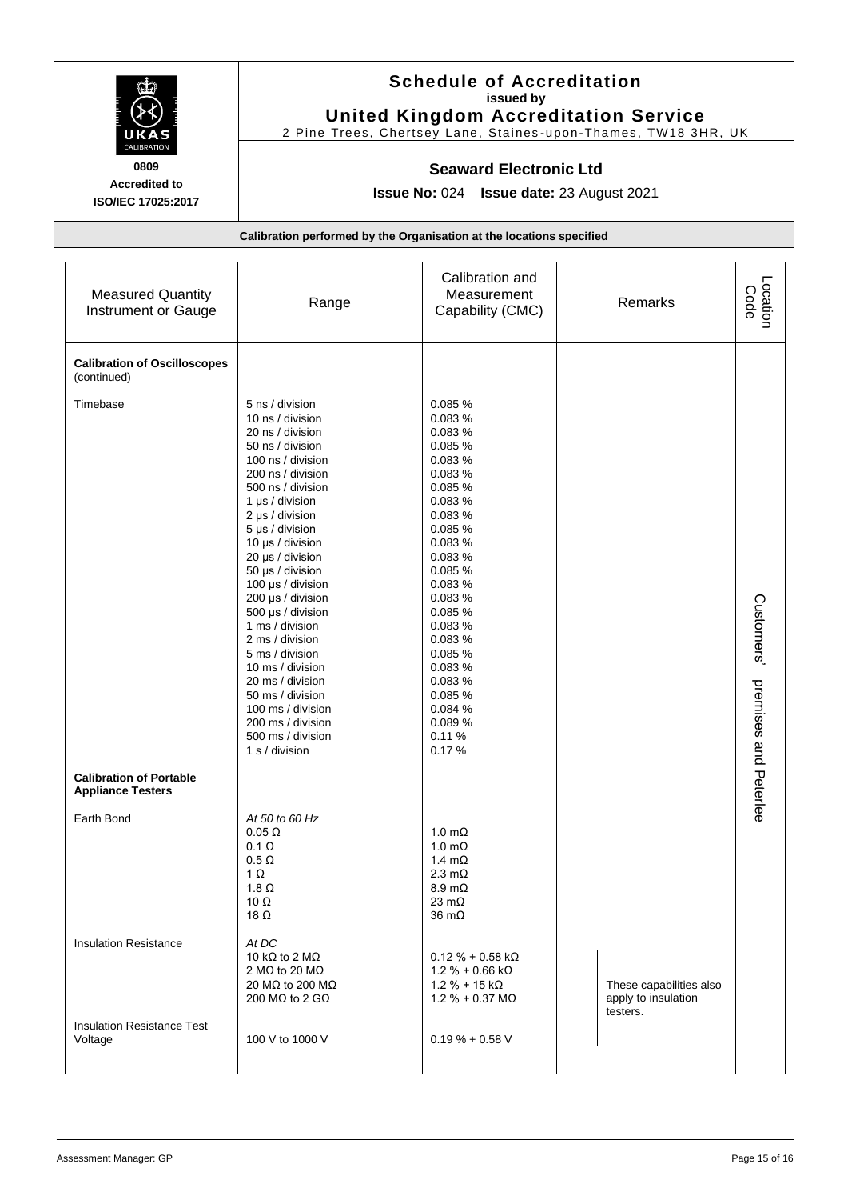# Schedule of Accreditation
issued by
**United Kingdom Accreditation Service**
2 Pine Trees, Chertsey Lane, Staines-upon-Thames, TW18 3HR, UK

**0809**
**Accredited to ISO/IEC 17025:2017**

## Seaward Electronic Ltd

**Issue No:** 024 **Issue date:** 23 August 2021

**Calibration performed by the Organisation at the locations specified**

| Measured Quantity Instrument or Gauge | Range | Calibration and Measurement Capability (CMC) | Remarks | Location Code |
|---|---|---|---|---|
| **Calibration of Oscilloscopes** (continued) | | | | Customers' premises and Peterlee |
| Timebase | 5 ns / division | 0.085 % | | |
| | 10 ns / division | 0.083 % | | |
| | 20 ns / division | 0.083 % | | |
| | 50 ns / division | 0.085 % | | |
| | 100 ns / division | 0.083 % | | |
| | 200 ns / division | 0.083 % | | |
| | 500 ns / division | 0.085 % | | |
| | 1 µs / division | 0.083 % | | |
| | 2 µs / division | 0.083 % | | |
| | 5 µs / division | 0.085 % | | |
| | 10 µs / division | 0.083 % | | |
| | 20 µs / division | 0.083 % | | |
| | 50 µs / division | 0.085 % | | |
| | 100 µs / division | 0.083 % | | |
| | 200 µs / division | 0.083 % | | |
| | 500 µs / division | 0.085 % | | |
| | 1 ms / division | 0.083 % | | |
| | 2 ms / division | 0.083 % | | |
| | 5 ms / division | 0.085 % | | |
| | 10 ms / division | 0.083 % | | |
| | 20 ms / division | 0.083 % | | |
| | 50 ms / division | 0.085 % | | |
| | 100 ms / division | 0.084 % | | |
| | 200 ms / division | 0.089 % | | |
| | 500 ms / division | 0.11 % | | |
| | 1 s / division | 0.17 % | | |
| **Calibration of Portable Appliance Testers** | | | | |
| Earth Bond | *At 50 to 60 Hz* | | | |
| | 0.05 Ω | 1.0 mΩ | | |
| | 0.1 Ω | 1.0 mΩ | | |
| | 0.5 Ω | 1.4 mΩ | | |
| | 1 Ω | 2.3 mΩ | | |
| | 1.8 Ω | 8.9 mΩ | | |
| | 10 Ω | 23 mΩ | | |
| | 18 Ω | 36 mΩ | | |
| Insulation Resistance | *At DC* | | These capabilities also apply to insulation testers. | |
| | 10 kΩ to 2 MΩ | 0.12 % + 0.58 kΩ | | |
| | 2 MΩ to 20 MΩ | 1.2 % + 0.66 kΩ | | |
| | 20 MΩ to 200 MΩ | 1.2 % + 15 kΩ | | |
| | 200 MΩ to 2 GΩ | 1.2 % + 0.37 MΩ | | |
| Insulation Resistance Test Voltage | 100 V to 1000 V | 0.19 % + 0.58 V | | |

Assessment Manager: GP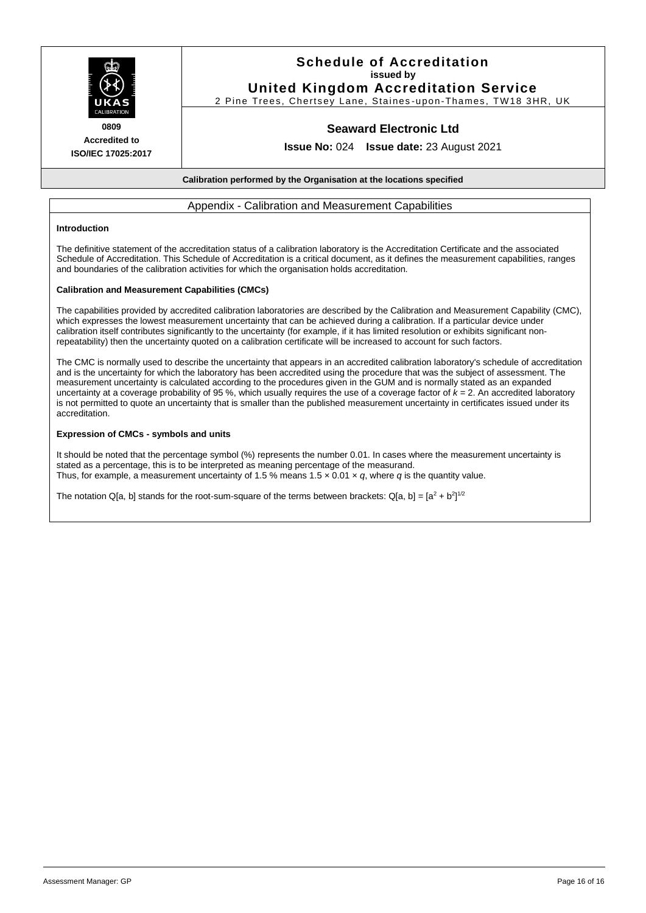**Schedule of Accreditation**
issued by
**United Kingdom Accreditation Service**
2 Pine Trees, Chertsey Lane, Staines-upon-Thames, TW18 3HR, UK

**0809**
**Accredited to**
**ISO/IEC 17025:2017**

## Seaward Electronic Ltd

**Issue No:** 024 **Issue date:** 23 August 2021

**Calibration performed by the Organisation at the locations specified**

## Appendix - Calibration and Measurement Capabilities

### Introduction

The definitive statement of the accreditation status of a calibration laboratory is the Accreditation Certificate and the associated Schedule of Accreditation. This Schedule of Accreditation is a critical document, as it defines the measurement capabilities, ranges and boundaries of the calibration activities for which the organisation holds accreditation.

### Calibration and Measurement Capabilities (CMCs)

The capabilities provided by accredited calibration laboratories are described by the Calibration and Measurement Capability (CMC), which expresses the lowest measurement uncertainty that can be achieved during a calibration. If a particular device under calibration itself contributes significantly to the uncertainty (for example, if it has limited resolution or exhibits significant non-repeatability) then the uncertainty quoted on a calibration certificate will be increased to account for such factors.

The CMC is normally used to describe the uncertainty that appears in an accredited calibration laboratory's schedule of accreditation and is the uncertainty for which the laboratory has been accredited using the procedure that was the subject of assessment. The measurement uncertainty is calculated according to the procedures given in the GUM and is normally stated as an expanded uncertainty at a coverage probability of 95 %, which usually requires the use of a coverage factor of $k = 2$. An accredited laboratory is not permitted to quote an uncertainty that is smaller than the published measurement uncertainty in certificates issued under its accreditation.

### Expression of CMCs - symbols and units

It should be noted that the percentage symbol (%) represents the number 0.01. In cases where the measurement uncertainty is stated as a percentage, this is to be interpreted as meaning percentage of the measurand.
Thus, for example, a measurement uncertainty of 1.5 % means $1.5 \times 0.01 \times q$, where $q$ is the quantity value.

The notation Q[a, b] stands for the root-sum-square of the terms between brackets: $Q[a, b] = [a^2 + b^2]^{1/2}$

Assessment Manager: GP